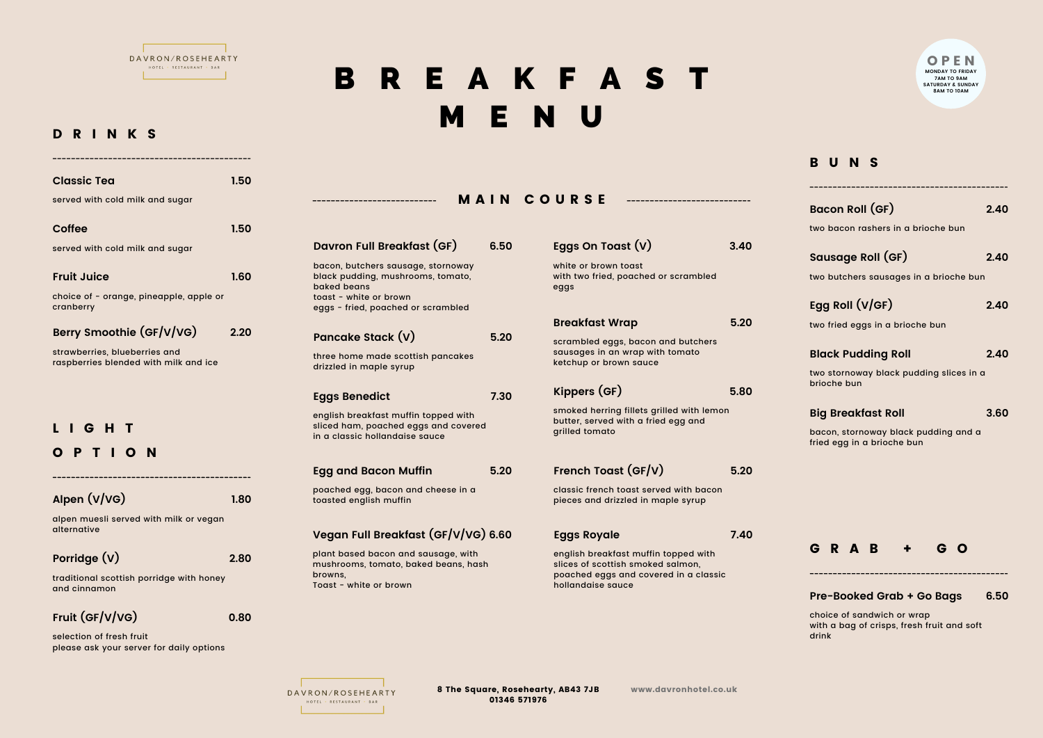DAVRON/ROSEHEARTY
HOTEL · RESTAURANT · BAR

# BREAKFAST MENU

**OPEN**
MONDAY TO FRIDAY
7AM TO 9AM
SATURDAY & SUNDAY
8AM TO 10AM

## DRINKS

**Classic Tea** 1.50

served with cold milk and sugar

**Coffee** 1.50

served with cold milk and sugar

**Fruit Juice** 1.60

choice of - orange, pineapple, apple or cranberry

**Berry Smoothie (GF/V/VG)** 2.20

strawberries, blueberries and raspberries blended with milk and ice

## LIGHT OPTION

**Alpen (V/VG)** 1.80

alpen muesli served with milk or vegan alternative

**Porridge (V)** 2.80

traditional scottish porridge with honey and cinnamon

**Fruit (GF/V/VG)** 0.80

selection of fresh fruit
please ask your server for daily options

## MAIN COURSE

**Davron Full Breakfast (GF)** 6.50

bacon, butchers sausage, stornoway black pudding, mushrooms, tomato, baked beans
toast - white or brown
eggs - fried, poached or scrambled

**Pancake Stack (V)** 5.20

three home made scottish pancakes drizzled in maple syrup

**Eggs Benedict** 7.30

english breakfast muffin topped with sliced ham, poached eggs and covered in a classic hollandaise sauce

**Egg and Bacon Muffin** 5.20

poached egg, bacon and cheese in a toasted english muffin

**Vegan Full Breakfast (GF/V/VG)** 6.60

plant based bacon and sausage, with mushrooms, tomato, baked beans, hash browns,
Toast - white or brown

**Eggs On Toast (V)** 3.40

white or brown toast
with two fried, poached or scrambled eggs

**Breakfast Wrap** 5.20

scrambled eggs, bacon and butchers sausages in an wrap with tomato ketchup or brown sauce

**Kippers (GF)** 5.80

smoked herring fillets grilled with lemon butter, served with a fried egg and grilled tomato

**French Toast (GF/V)** 5.20

classic french toast served with bacon pieces and drizzled in maple syrup

**Eggs Royale** 7.40

english breakfast muffin topped with slices of scottish smoked salmon, poached eggs and covered in a classic hollandaise sauce

## BUNS

**Bacon Roll (GF)** 2.40

two bacon rashers in a brioche bun

**Sausage Roll (GF)** 2.40

two butchers sausages in a brioche bun

**Egg Roll (V/GF)** 2.40

two fried eggs in a brioche bun

**Black Pudding Roll** 2.40

two stornoway black pudding slices in a brioche bun

**Big Breakfast Roll** 3.60

bacon, stornoway black pudding and a fried egg in a brioche bun

## GRAB + GO

**Pre-Booked Grab + Go Bags** 6.50

choice of sandwich or wrap
with a bag of crisps, fresh fruit and soft drink

DAVRON/ROSEHEARTY
HOTEL · RESTAURANT · BAR

**8 The Square, Rosehearty, AB43 7JB**
**01346 571976**

www.davronhotel.co.uk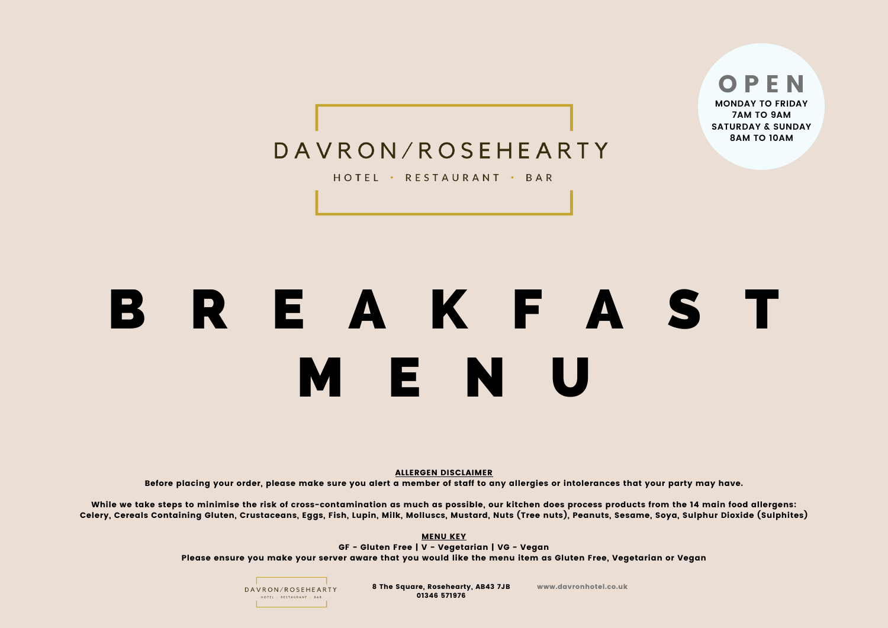DAVRON/ROSEHEARTY

HOTEL • RESTAURANT • BAR

**OPEN**
MONDAY TO FRIDAY
7AM TO 9AM
SATURDAY & SUNDAY
8AM TO 10AM

# BREAKFAST MENU

**ALLERGEN DISCLAIMER**

Before placing your order, please make sure you alert a member of staff to any allergies or intolerances that your party may have.

While we take steps to minimise the risk of cross-contamination as much as possible, our kitchen does process products from the 14 main food allergens: Celery, Cereals Containing Gluten, Crustaceans, Eggs, Fish, Lupin, Milk, Molluscs, Mustard, Nuts (Tree nuts), Peanuts, Sesame, Soya, Sulphur Dioxide (Sulphites)

**MENU KEY**

GF - Gluten Free | V - Vegetarian | VG - Vegan

Please ensure you make your server aware that you would like the menu item as Gluten Free, Vegetarian or Vegan

DAVRON/ROSEHEARTY
HOTEL • RESTAURANT • BAR

8 The Square, Rosehearty, AB43 7JB
01346 571976

www.davronhotel.co.uk